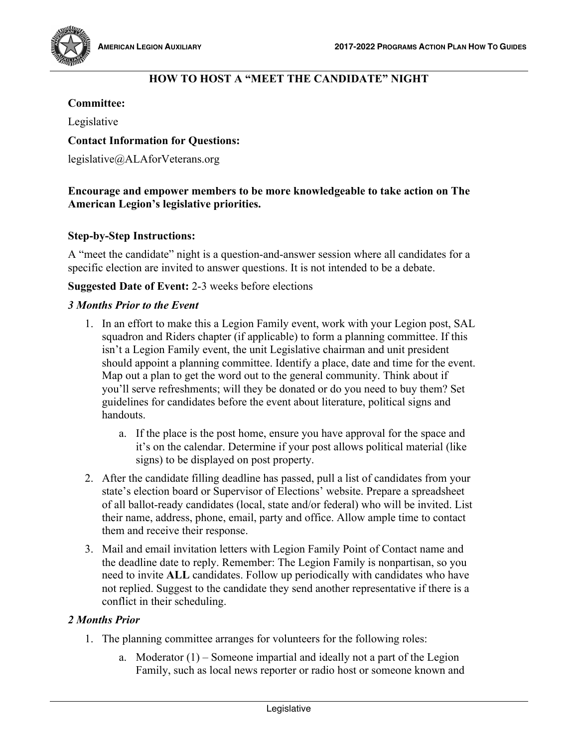# HOW TO HOST A "MEET THE CANDIDATE" NIGHT

**Committee:**

Legislative

**Contact Information for Questions:**

legislative@ALAforVeterans.org

**Encourage and empower members to be more knowledgeable to take action on The American Legion's legislative priorities.**

**Step-by-Step Instructions:**

A "meet the candidate" night is a question-and-answer session where all candidates for a specific election are invited to answer questions. It is not intended to be a debate.

**Suggested Date of Event:** 2-3 weeks before elections

***3 Months Prior to the Event***

1. In an effort to make this a Legion Family event, work with your Legion post, SAL squadron and Riders chapter (if applicable) to form a planning committee. If this isn't a Legion Family event, the unit Legislative chairman and unit president should appoint a planning committee. Identify a place, date and time for the event. Map out a plan to get the word out to the general community. Think about if you'll serve refreshments; will they be donated or do you need to buy them? Set guidelines for candidates before the event about literature, political signs and handouts.
   a. If the place is the post home, ensure you have approval for the space and it's on the calendar. Determine if your post allows political material (like signs) to be displayed on post property.
2. After the candidate filling deadline has passed, pull a list of candidates from your state's election board or Supervisor of Elections' website. Prepare a spreadsheet of all ballot-ready candidates (local, state and/or federal) who will be invited. List their name, address, phone, email, party and office. Allow ample time to contact them and receive their response.
3. Mail and email invitation letters with Legion Family Point of Contact name and the deadline date to reply. Remember: The Legion Family is nonpartisan, so you need to invite **ALL** candidates. Follow up periodically with candidates who have not replied. Suggest to the candidate they send another representative if there is a conflict in their scheduling.

***2 Months Prior***

1. The planning committee arranges for volunteers for the following roles:
   a. Moderator (1) – Someone impartial and ideally not a part of the Legion Family, such as local news reporter or radio host or someone known and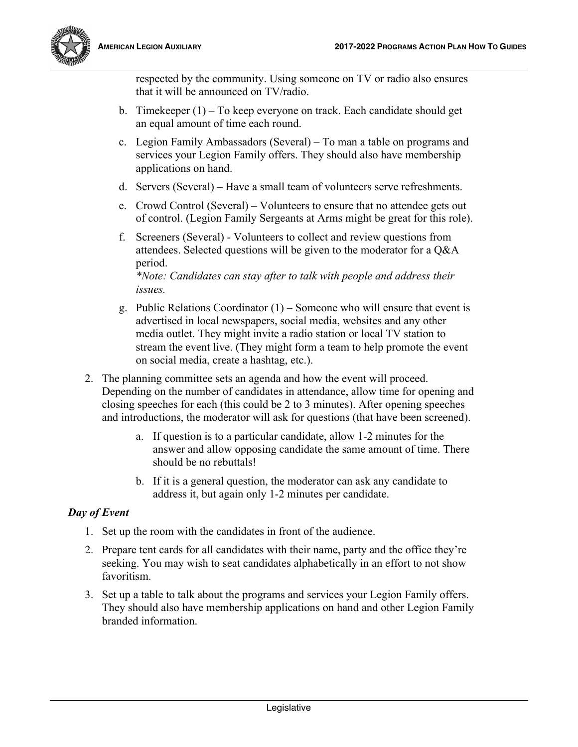respected by the community. Using someone on TV or radio also ensures that it will be announced on TV/radio.

   b. Timekeeper (1) – To keep everyone on track. Each candidate should get an equal amount of time each round.

   c. Legion Family Ambassadors (Several) – To man a table on programs and services your Legion Family offers. They should also have membership applications on hand.

   d. Servers (Several) – Have a small team of volunteers serve refreshments.

   e. Crowd Control (Several) – Volunteers to ensure that no attendee gets out of control. (Legion Family Sergeants at Arms might be great for this role).

   f. Screeners (Several) - Volunteers to collect and review questions from attendees. Selected questions will be given to the moderator for a Q&A period.
   *\*Note: Candidates can stay after to talk with people and address their issues.*

   g. Public Relations Coordinator (1) – Someone who will ensure that event is advertised in local newspapers, social media, websites and any other media outlet. They might invite a radio station or local TV station to stream the event live. (They might form a team to help promote the event on social media, create a hashtag, etc.).

2. The planning committee sets an agenda and how the event will proceed. Depending on the number of candidates in attendance, allow time for opening and closing speeches for each (this could be 2 to 3 minutes). After opening speeches and introductions, the moderator will ask for questions (that have been screened).

   a. If question is to a particular candidate, allow 1-2 minutes for the answer and allow opposing candidate the same amount of time. There should be no rebuttals!

   b. If it is a general question, the moderator can ask any candidate to address it, but again only 1-2 minutes per candidate.

### *Day of Event*

1. Set up the room with the candidates in front of the audience.
2. Prepare tent cards for all candidates with their name, party and the office they're seeking. You may wish to seat candidates alphabetically in an effort to not show favoritism.
3. Set up a table to talk about the programs and services your Legion Family offers. They should also have membership applications on hand and other Legion Family branded information.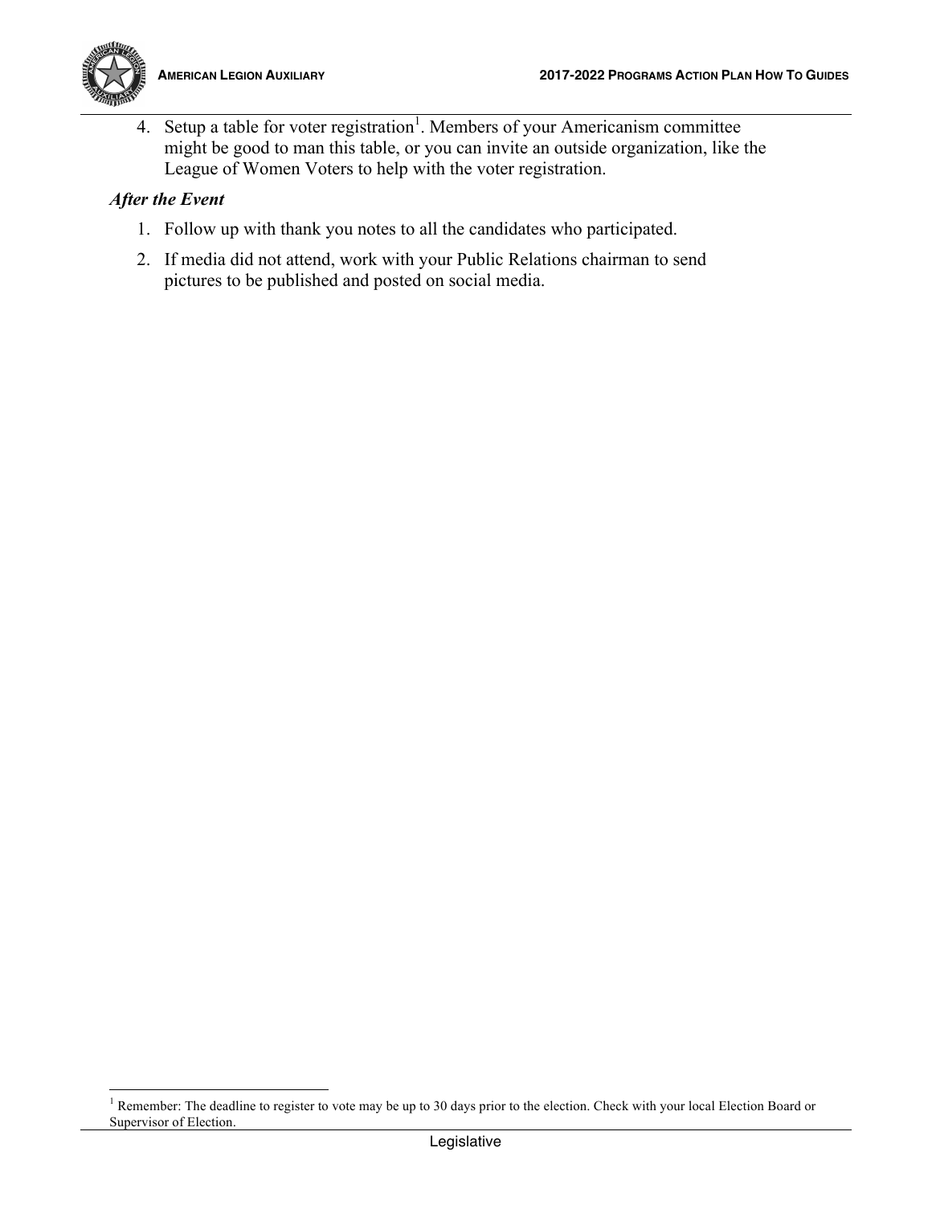4. Setup a table for voter registration[1]. Members of your Americanism committee might be good to man this table, or you can invite an outside organization, like the League of Women Voters to help with the voter registration.

***After the Event***

1. Follow up with thank you notes to all the candidates who participated.
2. If media did not attend, work with your Public Relations chairman to send pictures to be published and posted on social media.

[1] Remember: The deadline to register to vote may be up to 30 days prior to the election. Check with your local Election Board or Supervisor of Election.